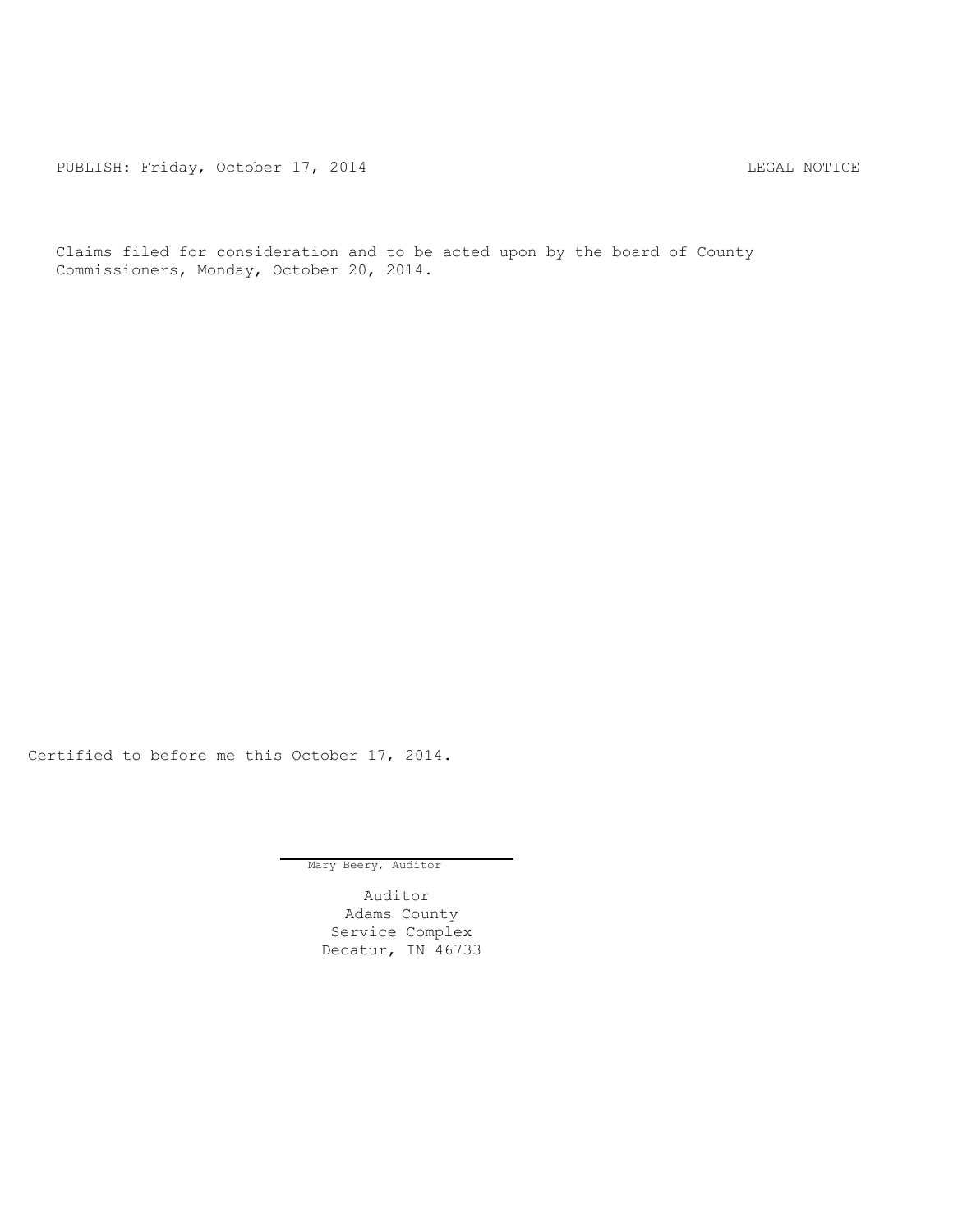PUBLISH: Friday, October 17, 2014 LEGAL NOTICE

Claims filed for consideration and to be acted upon by the board of County Commissioners, Monday, October 20, 2014.

Certified to before me this October 17, 2014.

Mary Beery, Auditor

Auditor
Adams County
Service Complex
Decatur, IN 46733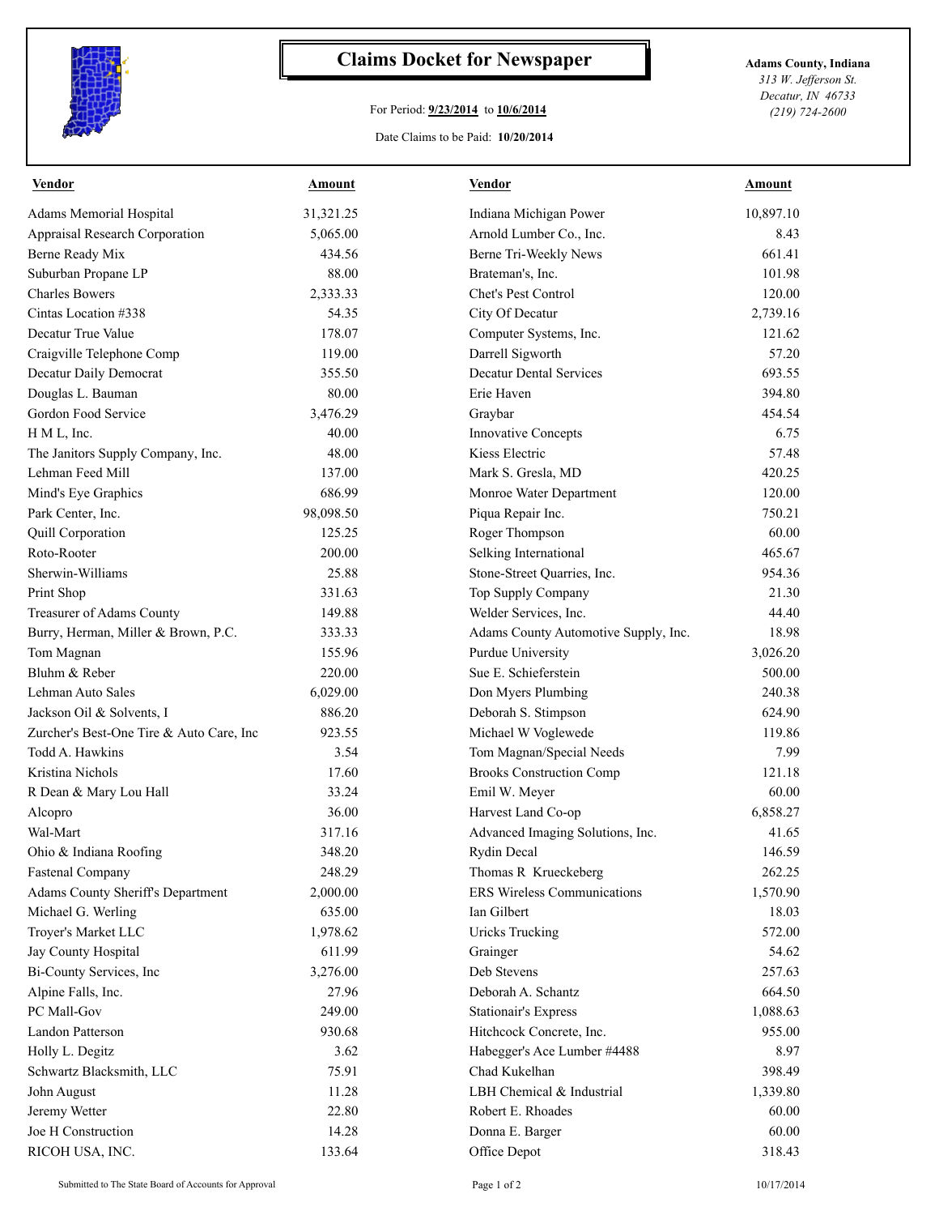# Claims Docket for Newspaper

For Period: **9/23/2014** to **10/6/2014**

Date Claims to be Paid: **10/20/2014**

**Adams County, Indiana**
*313 W. Jefferson St.*
*Decatur, IN 46733*
*(219) 724-2600*

| Vendor | Amount | Vendor | Amount |
|---|---|---|---|
| Adams Memorial Hospital | 31,321.25 | Indiana Michigan Power | 10,897.10 |
| Appraisal Research Corporation | 5,065.00 | Arnold Lumber Co., Inc. | 8.43 |
| Berne Ready Mix | 434.56 | Berne Tri-Weekly News | 661.41 |
| Suburban Propane LP | 88.00 | Brateman's, Inc. | 101.98 |
| Charles Bowers | 2,333.33 | Chet's Pest Control | 120.00 |
| Cintas Location #338 | 54.35 | City Of Decatur | 2,739.16 |
| Decatur True Value | 178.07 | Computer Systems, Inc. | 121.62 |
| Craigville Telephone Comp | 119.00 | Darrell Sigworth | 57.20 |
| Decatur Daily Democrat | 355.50 | Decatur Dental Services | 693.55 |
| Douglas L. Bauman | 80.00 | Erie Haven | 394.80 |
| Gordon Food Service | 3,476.29 | Graybar | 454.54 |
| H M L, Inc. | 40.00 | Innovative Concepts | 6.75 |
| The Janitors Supply Company, Inc. | 48.00 | Kiess Electric | 57.48 |
| Lehman Feed Mill | 137.00 | Mark S. Gresla, MD | 420.25 |
| Mind's Eye Graphics | 686.99 | Monroe Water Department | 120.00 |
| Park Center, Inc. | 98,098.50 | Piqua Repair Inc. | 750.21 |
| Quill Corporation | 125.25 | Roger Thompson | 60.00 |
| Roto-Rooter | 200.00 | Selking International | 465.67 |
| Sherwin-Williams | 25.88 | Stone-Street Quarries, Inc. | 954.36 |
| Print Shop | 331.63 | Top Supply Company | 21.30 |
| Treasurer of Adams County | 149.88 | Welder Services, Inc. | 44.40 |
| Burry, Herman, Miller & Brown, P.C. | 333.33 | Adams County Automotive Supply, Inc. | 18.98 |
| Tom Magnan | 155.96 | Purdue University | 3,026.20 |
| Bluhm & Reber | 220.00 | Sue E. Schieferstein | 500.00 |
| Lehman Auto Sales | 6,029.00 | Don Myers Plumbing | 240.38 |
| Jackson Oil & Solvents, I | 886.20 | Deborah S. Stimpson | 624.90 |
| Zurcher's Best-One Tire & Auto Care, Inc | 923.55 | Michael W Voglewede | 119.86 |
| Todd A. Hawkins | 3.54 | Tom Magnan/Special Needs | 7.99 |
| Kristina Nichols | 17.60 | Brooks Construction Comp | 121.18 |
| R Dean & Mary Lou Hall | 33.24 | Emil W. Meyer | 60.00 |
| Alcopro | 36.00 | Harvest Land Co-op | 6,858.27 |
| Wal-Mart | 317.16 | Advanced Imaging Solutions, Inc. | 41.65 |
| Ohio & Indiana Roofing | 348.20 | Rydin Decal | 146.59 |
| Fastenal Company | 248.29 | Thomas R Krueckeberg | 262.25 |
| Adams County Sheriff's Department | 2,000.00 | ERS Wireless Communications | 1,570.90 |
| Michael G. Werling | 635.00 | Ian Gilbert | 18.03 |
| Troyer's Market LLC | 1,978.62 | Uricks Trucking | 572.00 |
| Jay County Hospital | 611.99 | Grainger | 54.62 |
| Bi-County Services, Inc | 3,276.00 | Deb Stevens | 257.63 |
| Alpine Falls, Inc. | 27.96 | Deborah A. Schantz | 664.50 |
| PC Mall-Gov | 249.00 | Stationair's Express | 1,088.63 |
| Landon Patterson | 930.68 | Hitchcock Concrete, Inc. | 955.00 |
| Holly L. Degitz | 3.62 | Habegger's Ace Lumber #4488 | 8.97 |
| Schwartz Blacksmith, LLC | 75.91 | Chad Kukelhan | 398.49 |
| John August | 11.28 | LBH Chemical & Industrial | 1,339.80 |
| Jeremy Wetter | 22.80 | Robert E. Rhoades | 60.00 |
| Joe H Construction | 14.28 | Donna E. Barger | 60.00 |
| RICOH USA, INC. | 133.64 | Office Depot | 318.43 |

Submitted to The State Board of Accounts for Approval

10/17/2014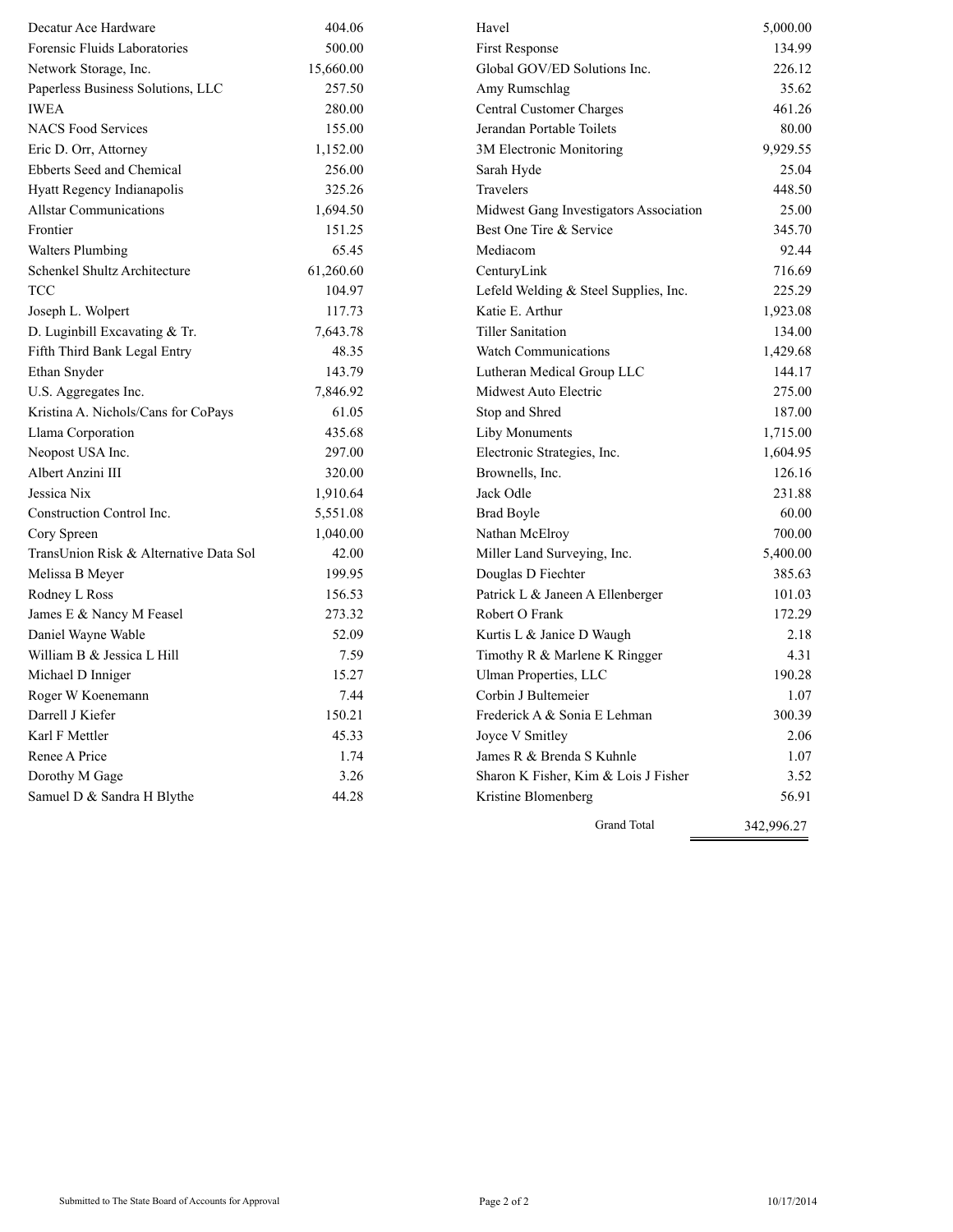| | | | |
|---|---|---|---|
| Decatur Ace Hardware | 404.06 | Havel | 5,000.00 |
| Forensic Fluids Laboratories | 500.00 | First Response | 134.99 |
| Network Storage, Inc. | 15,660.00 | Global GOV/ED Solutions Inc. | 226.12 |
| Paperless Business Solutions, LLC | 257.50 | Amy Rumschlag | 35.62 |
| IWEA | 280.00 | Central Customer Charges | 461.26 |
| NACS Food Services | 155.00 | Jerandan Portable Toilets | 80.00 |
| Eric D. Orr, Attorney | 1,152.00 | 3M Electronic Monitoring | 9,929.55 |
| Ebberts Seed and Chemical | 256.00 | Sarah Hyde | 25.04 |
| Hyatt Regency Indianapolis | 325.26 | Travelers | 448.50 |
| Allstar Communications | 1,694.50 | Midwest Gang Investigators Association | 25.00 |
| Frontier | 151.25 | Best One Tire & Service | 345.70 |
| Walters Plumbing | 65.45 | Mediacom | 92.44 |
| Schenkel Shultz Architecture | 61,260.60 | CenturyLink | 716.69 |
| TCC | 104.97 | Lefeld Welding & Steel Supplies, Inc. | 225.29 |
| Joseph L. Wolpert | 117.73 | Katie E. Arthur | 1,923.08 |
| D. Luginbill Excavating & Tr. | 7,643.78 | Tiller Sanitation | 134.00 |
| Fifth Third Bank Legal Entry | 48.35 | Watch Communications | 1,429.68 |
| Ethan Snyder | 143.79 | Lutheran Medical Group LLC | 144.17 |
| U.S. Aggregates Inc. | 7,846.92 | Midwest Auto Electric | 275.00 |
| Kristina A. Nichols/Cans for CoPays | 61.05 | Stop and Shred | 187.00 |
| Llama Corporation | 435.68 | Liby Monuments | 1,715.00 |
| Neopost USA Inc. | 297.00 | Electronic Strategies, Inc. | 1,604.95 |
| Albert Anzini III | 320.00 | Brownells, Inc. | 126.16 |
| Jessica Nix | 1,910.64 | Jack Odle | 231.88 |
| Construction Control Inc. | 5,551.08 | Brad Boyle | 60.00 |
| Cory Spreen | 1,040.00 | Nathan McElroy | 700.00 |
| TransUnion Risk & Alternative Data Sol | 42.00 | Miller Land Surveying, Inc. | 5,400.00 |
| Melissa B Meyer | 199.95 | Douglas D Fiechter | 385.63 |
| Rodney L Ross | 156.53 | Patrick L & Janeen A Ellenberger | 101.03 |
| James E & Nancy M Feasel | 273.32 | Robert O Frank | 172.29 |
| Daniel Wayne Wable | 52.09 | Kurtis L & Janice D Waugh | 2.18 |
| William B & Jessica L Hill | 7.59 | Timothy R & Marlene K Ringger | 4.31 |
| Michael D Inniger | 15.27 | Ulman Properties, LLC | 190.28 |
| Roger W Koenemann | 7.44 | Corbin J Bultemeier | 1.07 |
| Darrell J Kiefer | 150.21 | Frederick A & Sonia E Lehman | 300.39 |
| Karl F Mettler | 45.33 | Joyce V Smitley | 2.06 |
| Renee A Price | 1.74 | James R & Brenda S Kuhnle | 1.07 |
| Dorothy M Gage | 3.26 | Sharon K Fisher, Kim & Lois J Fisher | 3.52 |
| Samuel D & Sandra H Blythe | 44.28 | Kristine Blomenberg | 56.91 |
| | | Grand Total | 342,996.27 |

Submitted to The State Board of Accounts for Approval

10/17/2014